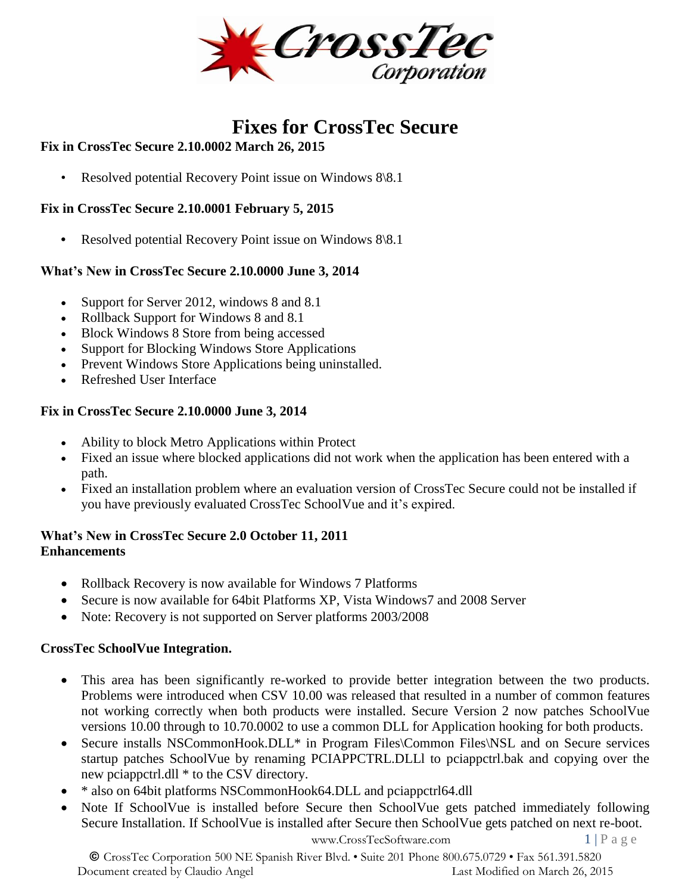# Fixes for CrossTec Secure

**Fix in CrossTec Secure 2.10.0002 March 26, 2015**

- Resolved potential Recovery Point issue on Windows 8\8.1

**Fix in CrossTec Secure 2.10.0001 February 5, 2015**

- Resolved potential Recovery Point issue on Windows 8\8.1

**What's New in CrossTec Secure 2.10.0000 June 3, 2014**

- Support for Server 2012, windows 8 and 8.1
- Rollback Support for Windows 8 and 8.1
- Block Windows 8 Store from being accessed
- Support for Blocking Windows Store Applications
- Prevent Windows Store Applications being uninstalled.
- Refreshed User Interface

**Fix in CrossTec Secure 2.10.0000 June 3, 2014**

- Ability to block Metro Applications within Protect
- Fixed an issue where blocked applications did not work when the application has been entered with a path.
- Fixed an installation problem where an evaluation version of CrossTec Secure could not be installed if you have previously evaluated CrossTec SchoolVue and it's expired.

**What's New in CrossTec Secure 2.0 October 11, 2011**
**Enhancements**

- Rollback Recovery is now available for Windows 7 Platforms
- Secure is now available for 64bit Platforms XP, Vista Windows7 and 2008 Server
- Note: Recovery is not supported on Server platforms 2003/2008

**CrossTec SchoolVue Integration.**

- This area has been significantly re-worked to provide better integration between the two products. Problems were introduced when CSV 10.00 was released that resulted in a number of common features not working correctly when both products were installed. Secure Version 2 now patches SchoolVue versions 10.00 through to 10.70.0002 to use a common DLL for Application hooking for both products.
- Secure installs NSCommonHook.DLL* in Program Files\Common Files\NSL and on Secure services startup patches SchoolVue by renaming PCIAPPCTRL.DLLl to pciappctrl.bak and copying over the new pciappctrl.dll * to the CSV directory.
- * also on 64bit platforms NSCommonHook64.DLL and pciappctrl64.dll
- Note If SchoolVue is installed before Secure then SchoolVue gets patched immediately following Secure Installation. If SchoolVue is installed after Secure then SchoolVue gets patched on next re-boot.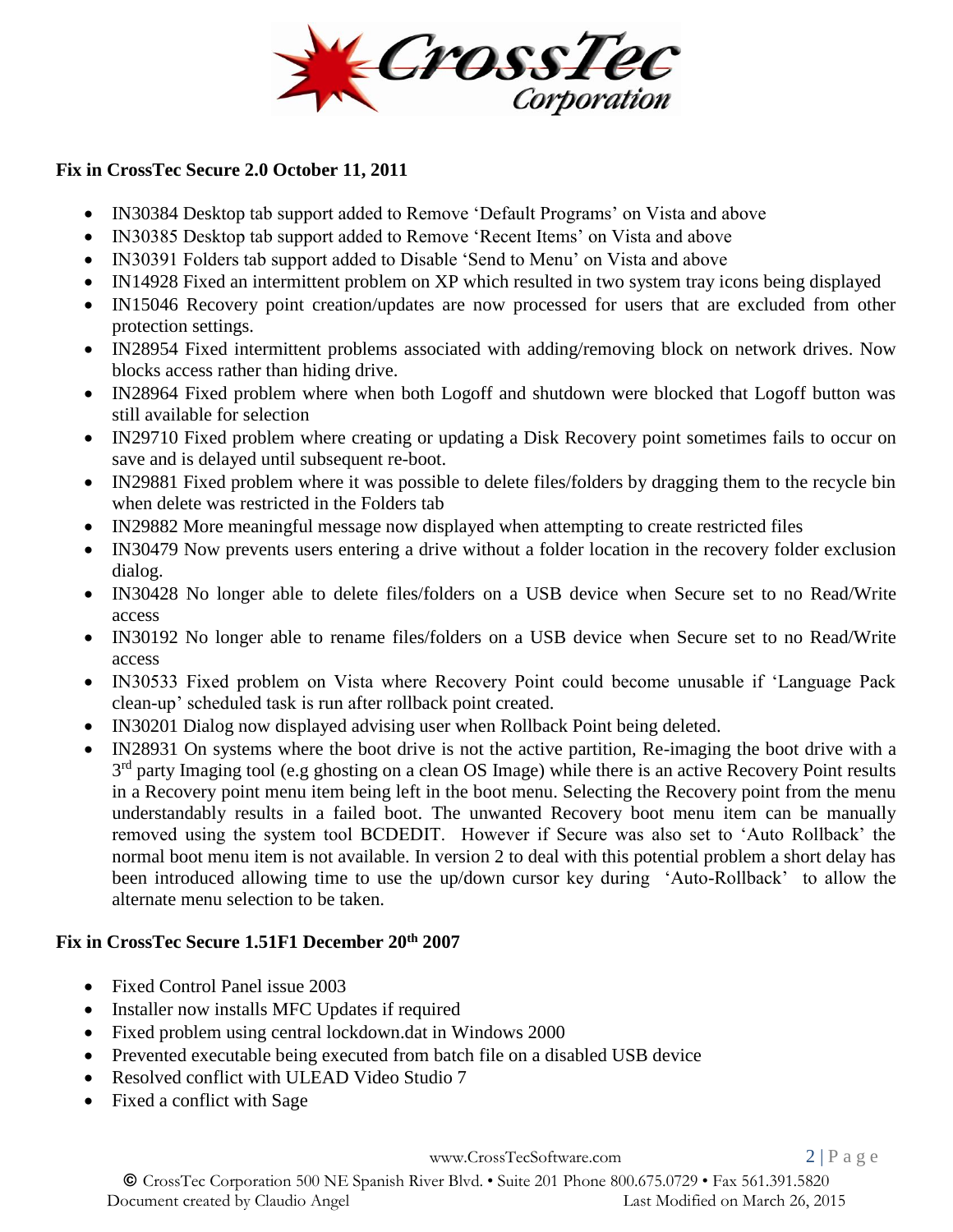**Fix in CrossTec Secure 2.0 October 11, 2011**

- IN30384 Desktop tab support added to Remove 'Default Programs' on Vista and above
- IN30385 Desktop tab support added to Remove 'Recent Items' on Vista and above
- IN30391 Folders tab support added to Disable 'Send to Menu' on Vista and above
- IN14928 Fixed an intermittent problem on XP which resulted in two system tray icons being displayed
- IN15046 Recovery point creation/updates are now processed for users that are excluded from other protection settings.
- IN28954 Fixed intermittent problems associated with adding/removing block on network drives. Now blocks access rather than hiding drive.
- IN28964 Fixed problem where when both Logoff and shutdown were blocked that Logoff button was still available for selection
- IN29710 Fixed problem where creating or updating a Disk Recovery point sometimes fails to occur on save and is delayed until subsequent re-boot.
- IN29881 Fixed problem where it was possible to delete files/folders by dragging them to the recycle bin when delete was restricted in the Folders tab
- IN29882 More meaningful message now displayed when attempting to create restricted files
- IN30479 Now prevents users entering a drive without a folder location in the recovery folder exclusion dialog.
- IN30428 No longer able to delete files/folders on a USB device when Secure set to no Read/Write access
- IN30192 No longer able to rename files/folders on a USB device when Secure set to no Read/Write access
- IN30533 Fixed problem on Vista where Recovery Point could become unusable if 'Language Pack clean-up' scheduled task is run after rollback point created.
- IN30201 Dialog now displayed advising user when Rollback Point being deleted.
- IN28931 On systems where the boot drive is not the active partition, Re-imaging the boot drive with a 3rd party Imaging tool (e.g ghosting on a clean OS Image) while there is an active Recovery Point results in a Recovery point menu item being left in the boot menu. Selecting the Recovery point from the menu understandably results in a failed boot. The unwanted Recovery boot menu item can be manually removed using the system tool BCDEDIT. However if Secure was also set to 'Auto Rollback' the normal boot menu item is not available. In version 2 to deal with this potential problem a short delay has been introduced allowing time to use the up/down cursor key during 'Auto-Rollback' to allow the alternate menu selection to be taken.

**Fix in CrossTec Secure 1.51F1 December 20th 2007**

- Fixed Control Panel issue 2003
- Installer now installs MFC Updates if required
- Fixed problem using central lockdown.dat in Windows 2000
- Prevented executable being executed from batch file on a disabled USB device
- Resolved conflict with ULEAD Video Studio 7
- Fixed a conflict with Sage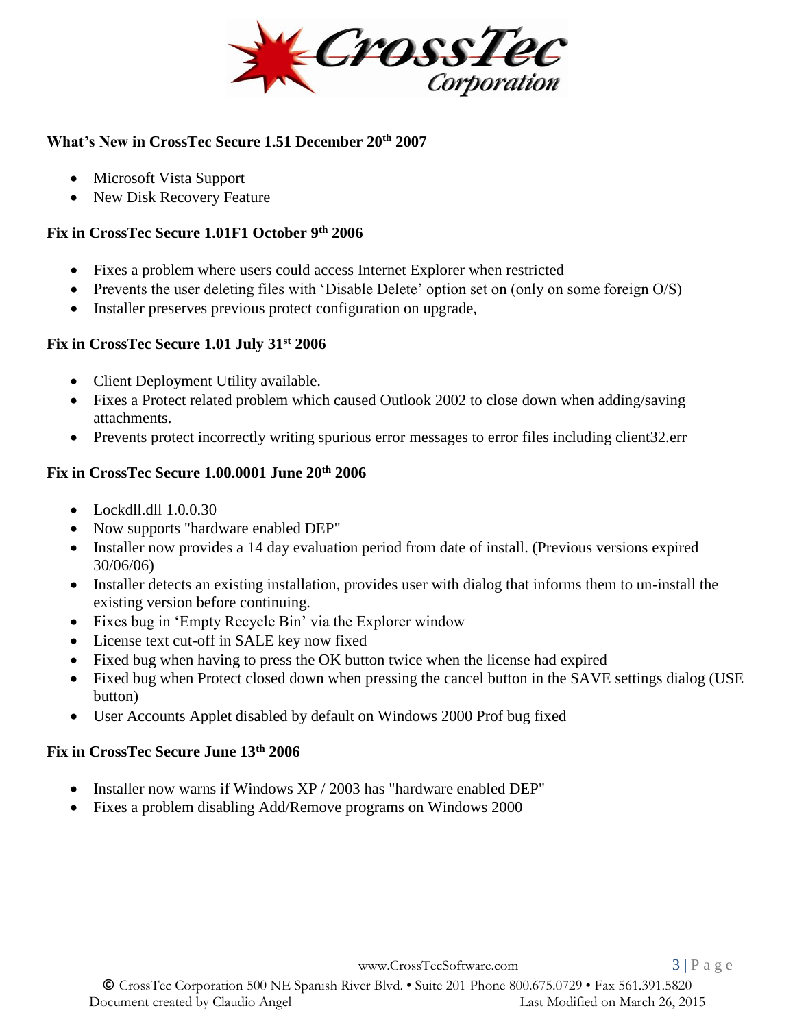### What's New in CrossTec Secure 1.51 December 20th 2007

- Microsoft Vista Support
- New Disk Recovery Feature

### Fix in CrossTec Secure 1.01F1 October 9th 2006

- Fixes a problem where users could access Internet Explorer when restricted
- Prevents the user deleting files with 'Disable Delete' option set on (only on some foreign O/S)
- Installer preserves previous protect configuration on upgrade,

### Fix in CrossTec Secure 1.01 July 31st 2006

- Client Deployment Utility available.
- Fixes a Protect related problem which caused Outlook 2002 to close down when adding/saving attachments.
- Prevents protect incorrectly writing spurious error messages to error files including client32.err

### Fix in CrossTec Secure 1.00.0001 June 20th 2006

- Lockdll.dll 1.0.0.30
- Now supports "hardware enabled DEP"
- Installer now provides a 14 day evaluation period from date of install. (Previous versions expired 30/06/06)
- Installer detects an existing installation, provides user with dialog that informs them to un-install the existing version before continuing.
- Fixes bug in 'Empty Recycle Bin' via the Explorer window
- License text cut-off in SALE key now fixed
- Fixed bug when having to press the OK button twice when the license had expired
- Fixed bug when Protect closed down when pressing the cancel button in the SAVE settings dialog (USE button)
- User Accounts Applet disabled by default on Windows 2000 Prof bug fixed

### Fix in CrossTec Secure June 13th 2006

- Installer now warns if Windows XP / 2003 has "hardware enabled DEP"
- Fixes a problem disabling Add/Remove programs on Windows 2000